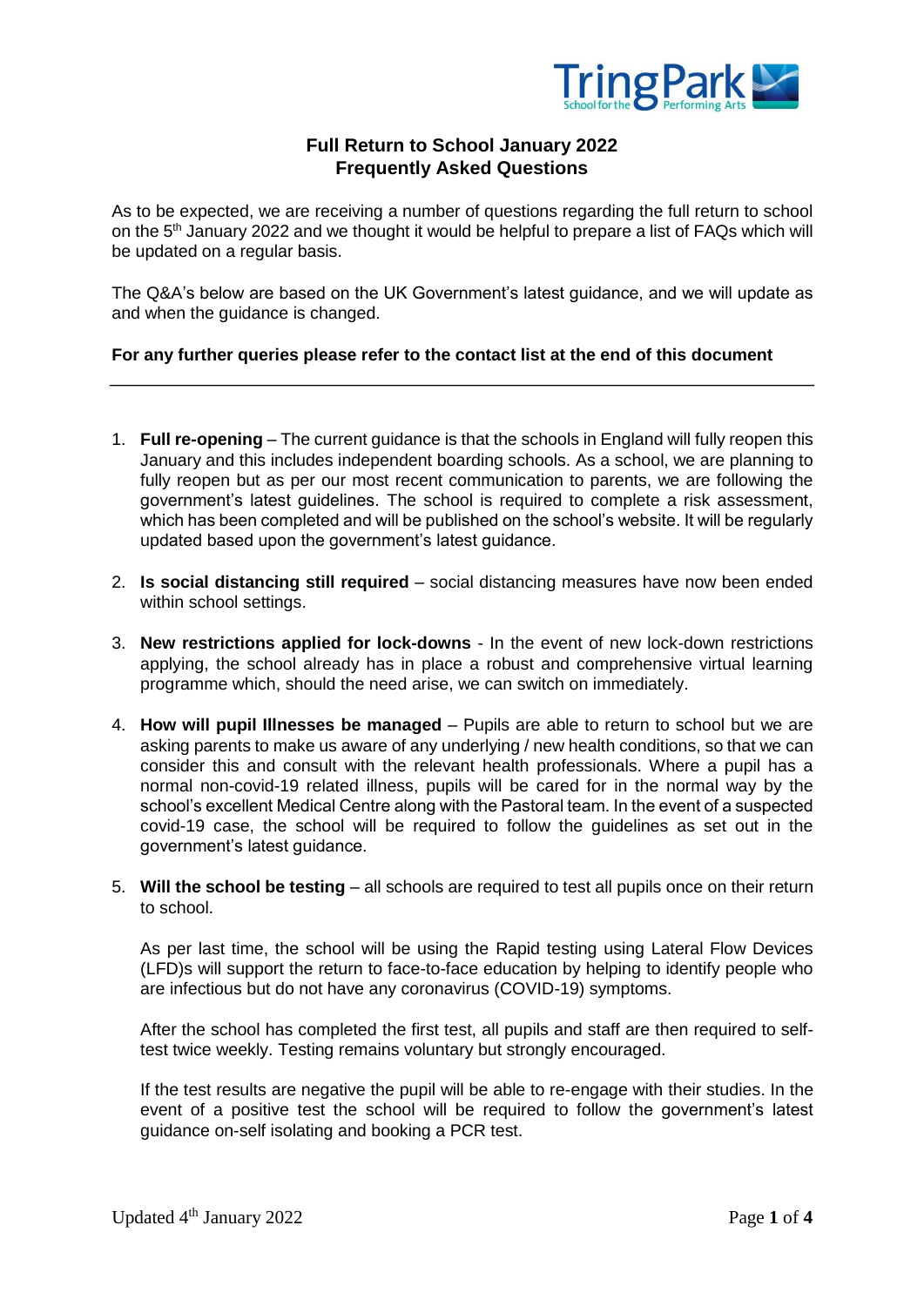# Full Return to School January 2022
## Frequently Asked Questions

As to be expected, we are receiving a number of questions regarding the full return to school on the 5th January 2022 and we thought it would be helpful to prepare a list of FAQs which will be updated on a regular basis.

The Q&A's below are based on the UK Government's latest guidance, and we will update as and when the guidance is changed.

**For any further queries please refer to the contact list at the end of this document**

---

1. **Full re-opening** – The current guidance is that the schools in England will fully reopen this January and this includes independent boarding schools. As a school, we are planning to fully reopen but as per our most recent communication to parents, we are following the government's latest guidelines. The school is required to complete a risk assessment, which has been completed and will be published on the school's website. It will be regularly updated based upon the government's latest guidance.

2. **Is social distancing still required** – social distancing measures have now been ended within school settings.

3. **New restrictions applied for lock-downs** - In the event of new lock-down restrictions applying, the school already has in place a robust and comprehensive virtual learning programme which, should the need arise, we can switch on immediately.

4. **How will pupil Illnesses be managed** – Pupils are able to return to school but we are asking parents to make us aware of any underlying / new health conditions, so that we can consider this and consult with the relevant health professionals. Where a pupil has a normal non-covid-19 related illness, pupils will be cared for in the normal way by the school's excellent Medical Centre along with the Pastoral team. In the event of a suspected covid-19 case, the school will be required to follow the guidelines as set out in the government's latest guidance.

5. **Will the school be testing** – all schools are required to test all pupils once on their return to school.

   As per last time, the school will be using the Rapid testing using Lateral Flow Devices (LFD)s will support the return to face-to-face education by helping to identify people who are infectious but do not have any coronavirus (COVID-19) symptoms.

   After the school has completed the first test, all pupils and staff are then required to self-test twice weekly. Testing remains voluntary but strongly encouraged.

   If the test results are negative the pupil will be able to re-engage with their studies. In the event of a positive test the school will be required to follow the government's latest guidance on-self isolating and booking a PCR test.

Updated 4th January 2022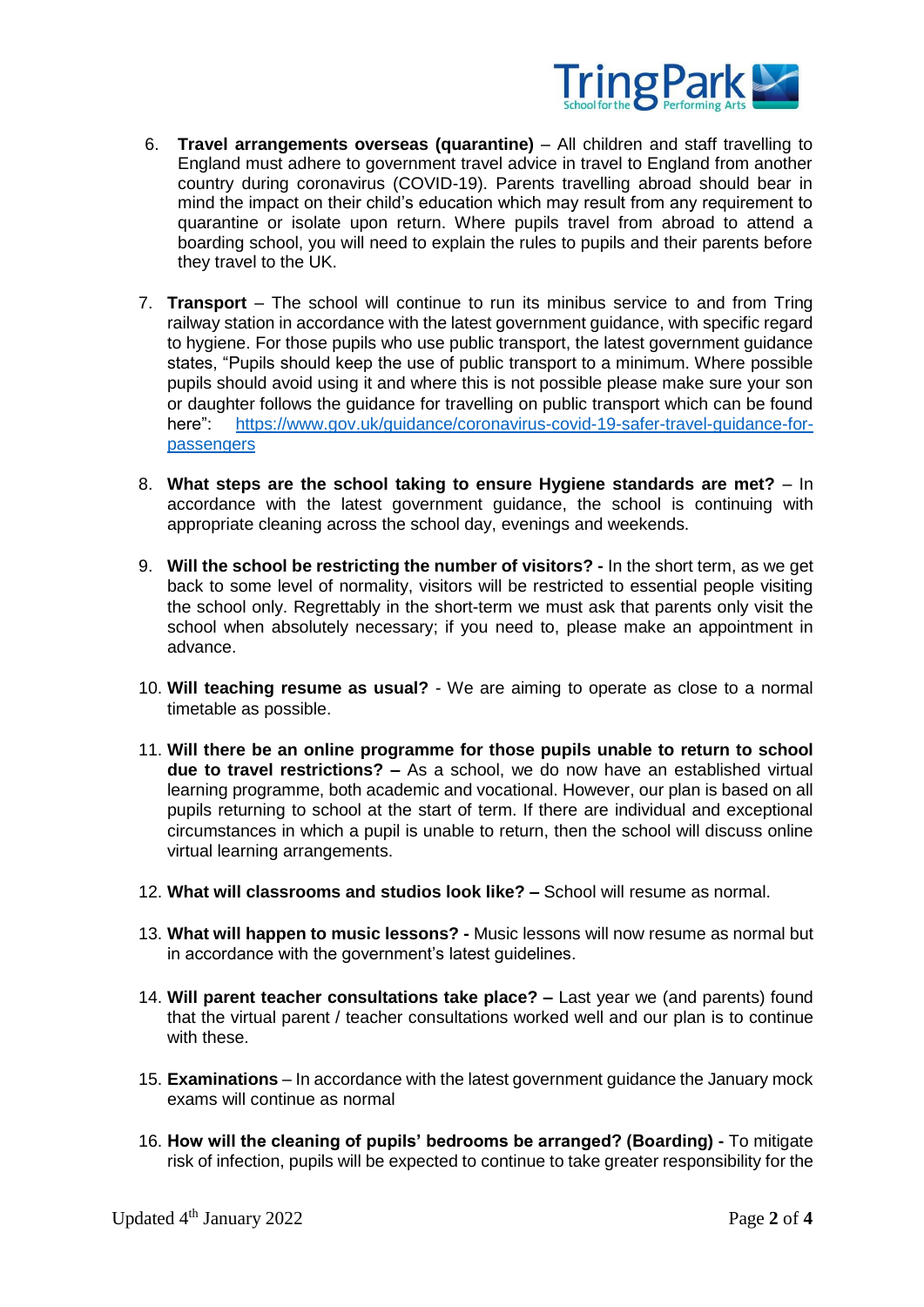6. **Travel arrangements overseas (quarantine)** – All children and staff travelling to England must adhere to government travel advice in travel to England from another country during coronavirus (COVID-19). Parents travelling abroad should bear in mind the impact on their child's education which may result from any requirement to quarantine or isolate upon return. Where pupils travel from abroad to attend a boarding school, you will need to explain the rules to pupils and their parents before they travel to the UK.

7. **Transport** – The school will continue to run its minibus service to and from Tring railway station in accordance with the latest government guidance, with specific regard to hygiene. For those pupils who use public transport, the latest government guidance states, "Pupils should keep the use of public transport to a minimum. Where possible pupils should avoid using it and where this is not possible please make sure your son or daughter follows the guidance for travelling on public transport which can be found here": [https://www.gov.uk/guidance/coronavirus-covid-19-safer-travel-guidance-for-passengers](https://www.gov.uk/guidance/coronavirus-covid-19-safer-travel-guidance-for-passengers)

8. **What steps are the school taking to ensure Hygiene standards are met?** – In accordance with the latest government guidance, the school is continuing with appropriate cleaning across the school day, evenings and weekends.

9. **Will the school be restricting the number of visitors? -** In the short term, as we get back to some level of normality, visitors will be restricted to essential people visiting the school only. Regrettably in the short-term we must ask that parents only visit the school when absolutely necessary; if you need to, please make an appointment in advance.

10. **Will teaching resume as usual?** - We are aiming to operate as close to a normal timetable as possible.

11. **Will there be an online programme for those pupils unable to return to school due to travel restrictions? –** As a school, we do now have an established virtual learning programme, both academic and vocational. However, our plan is based on all pupils returning to school at the start of term. If there are individual and exceptional circumstances in which a pupil is unable to return, then the school will discuss online virtual learning arrangements.

12. **What will classrooms and studios look like? –** School will resume as normal.

13. **What will happen to music lessons? -** Music lessons will now resume as normal but in accordance with the government's latest guidelines.

14. **Will parent teacher consultations take place? –** Last year we (and parents) found that the virtual parent / teacher consultations worked well and our plan is to continue with these.

15. **Examinations** – In accordance with the latest government guidance the January mock exams will continue as normal

16. **How will the cleaning of pupils' bedrooms be arranged? (Boarding) -** To mitigate risk of infection, pupils will be expected to continue to take greater responsibility for the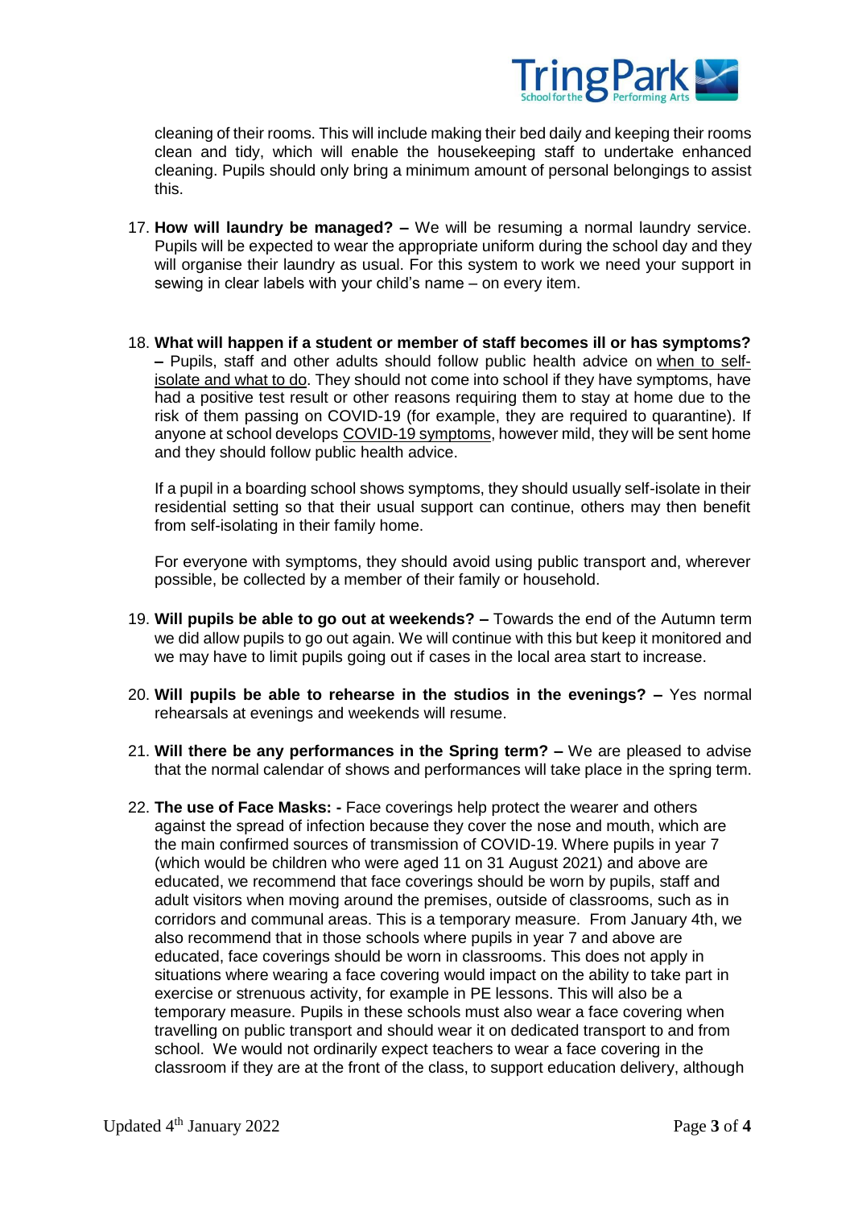cleaning of their rooms. This will include making their bed daily and keeping their rooms clean and tidy, which will enable the housekeeping staff to undertake enhanced cleaning. Pupils should only bring a minimum amount of personal belongings to assist this.

17. **How will laundry be managed? –** We will be resuming a normal laundry service. Pupils will be expected to wear the appropriate uniform during the school day and they will organise their laundry as usual. For this system to work we need your support in sewing in clear labels with your child's name – on every item.

18. **What will happen if a student or member of staff becomes ill or has symptoms? –** Pupils, staff and other adults should follow public health advice on when to self-isolate and what to do. They should not come into school if they have symptoms, have had a positive test result or other reasons requiring them to stay at home due to the risk of them passing on COVID-19 (for example, they are required to quarantine). If anyone at school develops COVID-19 symptoms, however mild, they will be sent home and they should follow public health advice.

    If a pupil in a boarding school shows symptoms, they should usually self-isolate in their residential setting so that their usual support can continue, others may then benefit from self-isolating in their family home.

    For everyone with symptoms, they should avoid using public transport and, wherever possible, be collected by a member of their family or household.

19. **Will pupils be able to go out at weekends? –** Towards the end of the Autumn term we did allow pupils to go out again. We will continue with this but keep it monitored and we may have to limit pupils going out if cases in the local area start to increase.

20. **Will pupils be able to rehearse in the studios in the evenings? –** Yes normal rehearsals at evenings and weekends will resume.

21. **Will there be any performances in the Spring term? –** We are pleased to advise that the normal calendar of shows and performances will take place in the spring term.

22. **The use of Face Masks: -** Face coverings help protect the wearer and others against the spread of infection because they cover the nose and mouth, which are the main confirmed sources of transmission of COVID-19. Where pupils in year 7 (which would be children who were aged 11 on 31 August 2021) and above are educated, we recommend that face coverings should be worn by pupils, staff and adult visitors when moving around the premises, outside of classrooms, such as in corridors and communal areas. This is a temporary measure. From January 4th, we also recommend that in those schools where pupils in year 7 and above are educated, face coverings should be worn in classrooms. This does not apply in situations where wearing a face covering would impact on the ability to take part in exercise or strenuous activity, for example in PE lessons. This will also be a temporary measure. Pupils in these schools must also wear a face covering when travelling on public transport and should wear it on dedicated transport to and from school. We would not ordinarily expect teachers to wear a face covering in the classroom if they are at the front of the class, to support education delivery, although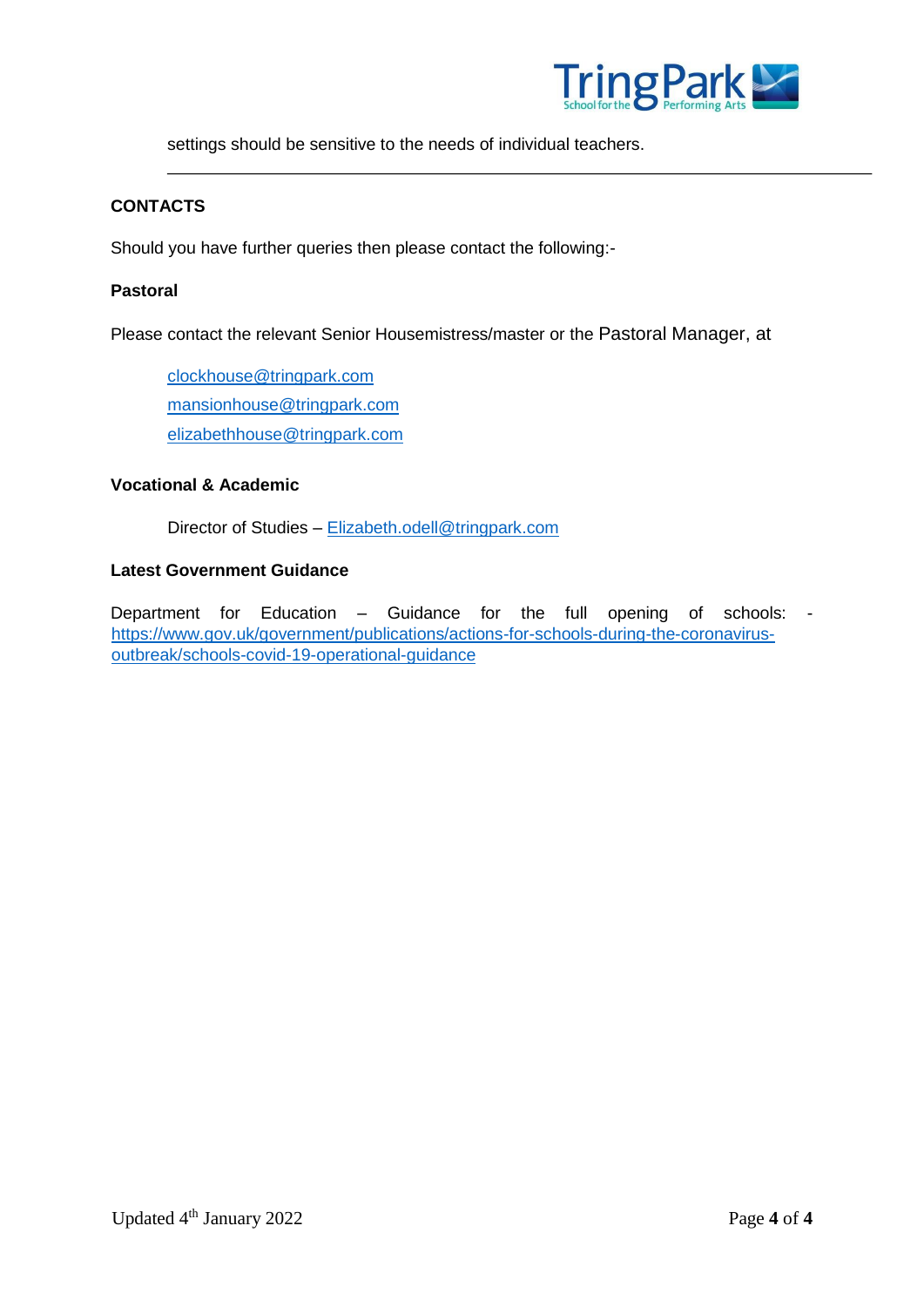settings should be sensitive to the needs of individual teachers.

---

## CONTACTS

Should you have further queries then please contact the following:-

### Pastoral

Please contact the relevant Senior Housemistress/master or the Pastoral Manager, at

clockhouse@tringpark.com
mansionhouse@tringpark.com
elizabethhouse@tringpark.com

### Vocational & Academic

Director of Studies – Elizabeth.odell@tringpark.com

### Latest Government Guidance

Department for Education – Guidance for the full opening of schools: - https://www.gov.uk/government/publications/actions-for-schools-during-the-coronavirus-outbreak/schools-covid-19-operational-guidance

Updated 4th January 2022